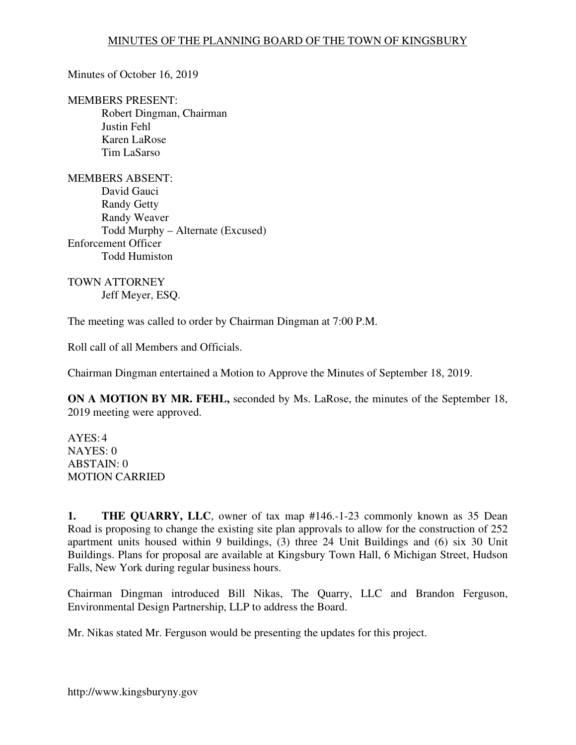MINUTES OF THE PLANNING BOARD OF THE TOWN OF KINGSBURY

Minutes of October 16, 2019

MEMBERS PRESENT:
Robert Dingman, Chairman
Justin Fehl
Karen LaRose
Tim LaSarso

MEMBERS ABSENT:
David Gauci
Randy Getty
Randy Weaver
Todd Murphy – Alternate (Excused)

Enforcement Officer
Todd Humiston

TOWN ATTORNEY
Jeff Meyer, ESQ.

The meeting was called to order by Chairman Dingman at 7:00 P.M.

Roll call of all Members and Officials.

Chairman Dingman entertained a Motion to Approve the Minutes of September 18, 2019.

**ON A MOTION BY MR. FEHL,** seconded by Ms. LaRose, the minutes of the September 18, 2019 meeting were approved.

AYES: 4
NAYES: 0
ABSTAIN: 0
MOTION CARRIED

**1. THE QUARRY, LLC**, owner of tax map #146.-1-23 commonly known as 35 Dean Road is proposing to change the existing site plan approvals to allow for the construction of 252 apartment units housed within 9 buildings, (3) three 24 Unit Buildings and (6) six 30 Unit Buildings. Plans for proposal are available at Kingsbury Town Hall, 6 Michigan Street, Hudson Falls, New York during regular business hours.

Chairman Dingman introduced Bill Nikas, The Quarry, LLC and Brandon Ferguson, Environmental Design Partnership, LLP to address the Board.

Mr. Nikas stated Mr. Ferguson would be presenting the updates for this project.

http://www.kingsburyny.gov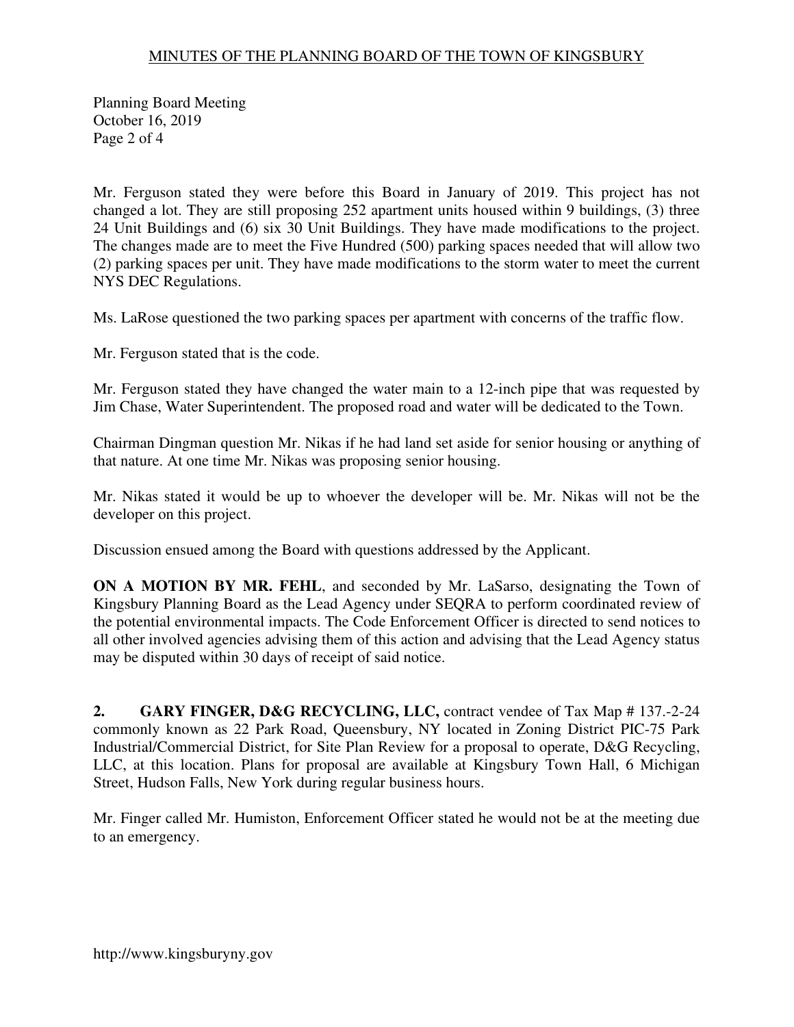Mr. Ferguson stated they were before this Board in January of 2019. This project has not changed a lot. They are still proposing 252 apartment units housed within 9 buildings, (3) three 24 Unit Buildings and (6) six 30 Unit Buildings. They have made modifications to the project. The changes made are to meet the Five Hundred (500) parking spaces needed that will allow two (2) parking spaces per unit. They have made modifications to the storm water to meet the current NYS DEC Regulations.

Ms. LaRose questioned the two parking spaces per apartment with concerns of the traffic flow.

Mr. Ferguson stated that is the code.

Mr. Ferguson stated they have changed the water main to a 12-inch pipe that was requested by Jim Chase, Water Superintendent. The proposed road and water will be dedicated to the Town.

Chairman Dingman question Mr. Nikas if he had land set aside for senior housing or anything of that nature. At one time Mr. Nikas was proposing senior housing.

Mr. Nikas stated it would be up to whoever the developer will be. Mr. Nikas will not be the developer on this project.

Discussion ensued among the Board with questions addressed by the Applicant.

**ON A MOTION BY MR. FEHL**, and seconded by Mr. LaSarso, designating the Town of Kingsbury Planning Board as the Lead Agency under SEQRA to perform coordinated review of the potential environmental impacts. The Code Enforcement Officer is directed to send notices to all other involved agencies advising them of this action and advising that the Lead Agency status may be disputed within 30 days of receipt of said notice.

**2. GARY FINGER, D&G RECYCLING, LLC,** contract vendee of Tax Map # 137.-2-24 commonly known as 22 Park Road, Queensbury, NY located in Zoning District PIC-75 Park Industrial/Commercial District, for Site Plan Review for a proposal to operate, D&G Recycling, LLC, at this location. Plans for proposal are available at Kingsbury Town Hall, 6 Michigan Street, Hudson Falls, New York during regular business hours.

Mr. Finger called Mr. Humiston, Enforcement Officer stated he would not be at the meeting due to an emergency.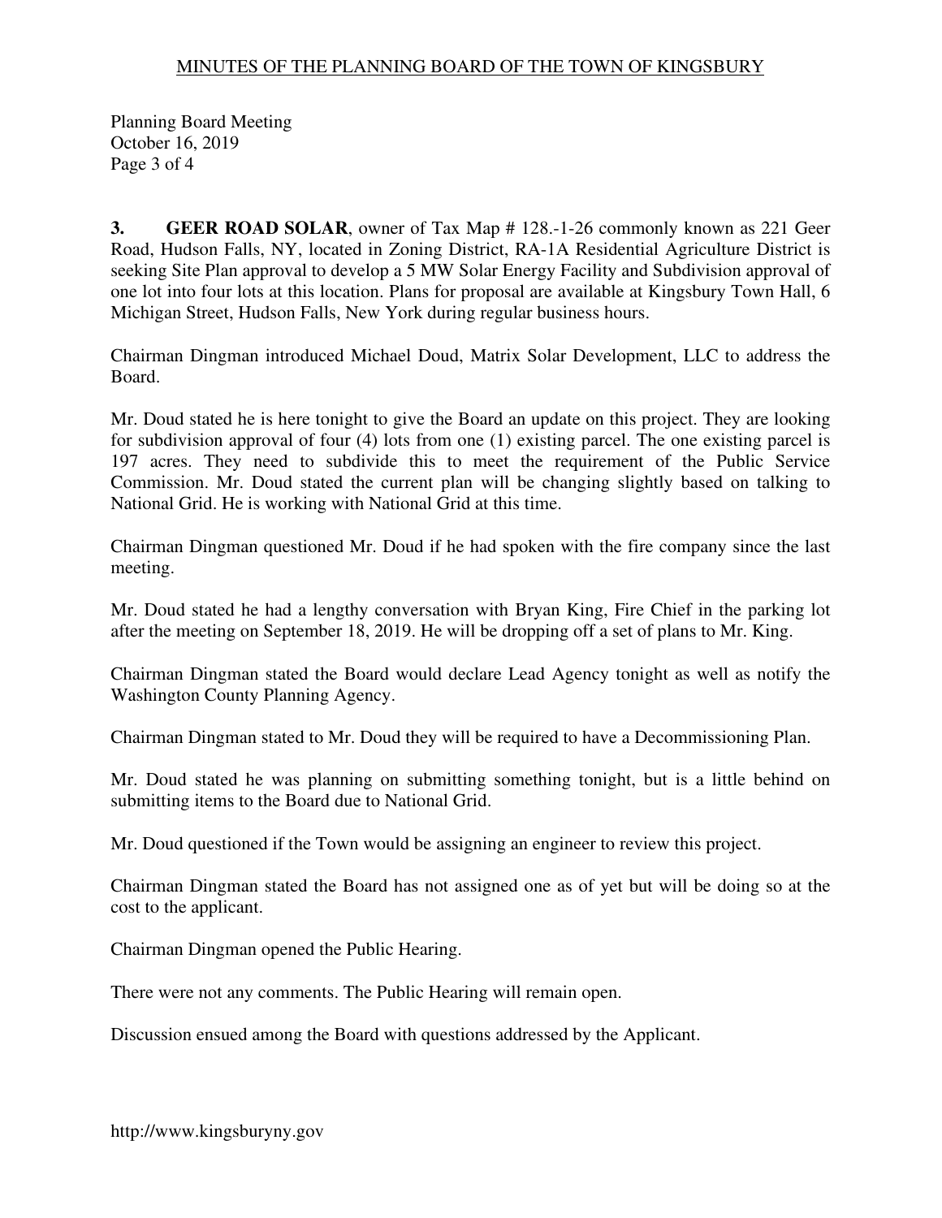**3. GEER ROAD SOLAR**, owner of Tax Map # 128.-1-26 commonly known as 221 Geer Road, Hudson Falls, NY, located in Zoning District, RA-1A Residential Agriculture District is seeking Site Plan approval to develop a 5 MW Solar Energy Facility and Subdivision approval of one lot into four lots at this location. Plans for proposal are available at Kingsbury Town Hall, 6 Michigan Street, Hudson Falls, New York during regular business hours.

Chairman Dingman introduced Michael Doud, Matrix Solar Development, LLC to address the Board.

Mr. Doud stated he is here tonight to give the Board an update on this project. They are looking for subdivision approval of four (4) lots from one (1) existing parcel. The one existing parcel is 197 acres. They need to subdivide this to meet the requirement of the Public Service Commission. Mr. Doud stated the current plan will be changing slightly based on talking to National Grid. He is working with National Grid at this time.

Chairman Dingman questioned Mr. Doud if he had spoken with the fire company since the last meeting.

Mr. Doud stated he had a lengthy conversation with Bryan King, Fire Chief in the parking lot after the meeting on September 18, 2019. He will be dropping off a set of plans to Mr. King.

Chairman Dingman stated the Board would declare Lead Agency tonight as well as notify the Washington County Planning Agency.

Chairman Dingman stated to Mr. Doud they will be required to have a Decommissioning Plan.

Mr. Doud stated he was planning on submitting something tonight, but is a little behind on submitting items to the Board due to National Grid.

Mr. Doud questioned if the Town would be assigning an engineer to review this project.

Chairman Dingman stated the Board has not assigned one as of yet but will be doing so at the cost to the applicant.

Chairman Dingman opened the Public Hearing.

There were not any comments. The Public Hearing will remain open.

Discussion ensued among the Board with questions addressed by the Applicant.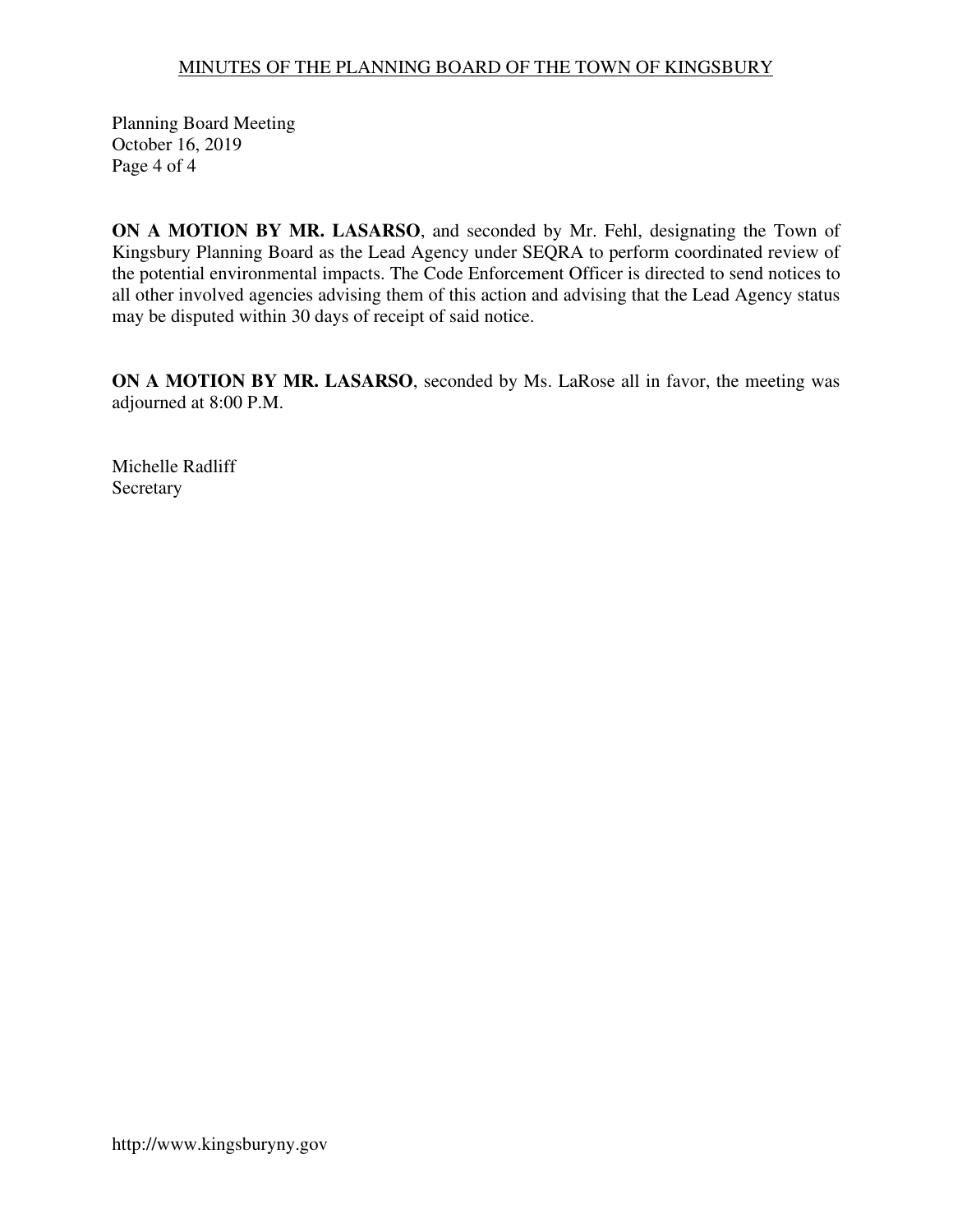**ON A MOTION BY MR. LASARSO**, and seconded by Mr. Fehl, designating the Town of Kingsbury Planning Board as the Lead Agency under SEQRA to perform coordinated review of the potential environmental impacts. The Code Enforcement Officer is directed to send notices to all other involved agencies advising them of this action and advising that the Lead Agency status may be disputed within 30 days of receipt of said notice.

**ON A MOTION BY MR. LASARSO**, seconded by Ms. LaRose all in favor, the meeting was adjourned at 8:00 P.M.

Michelle Radliff
Secretary